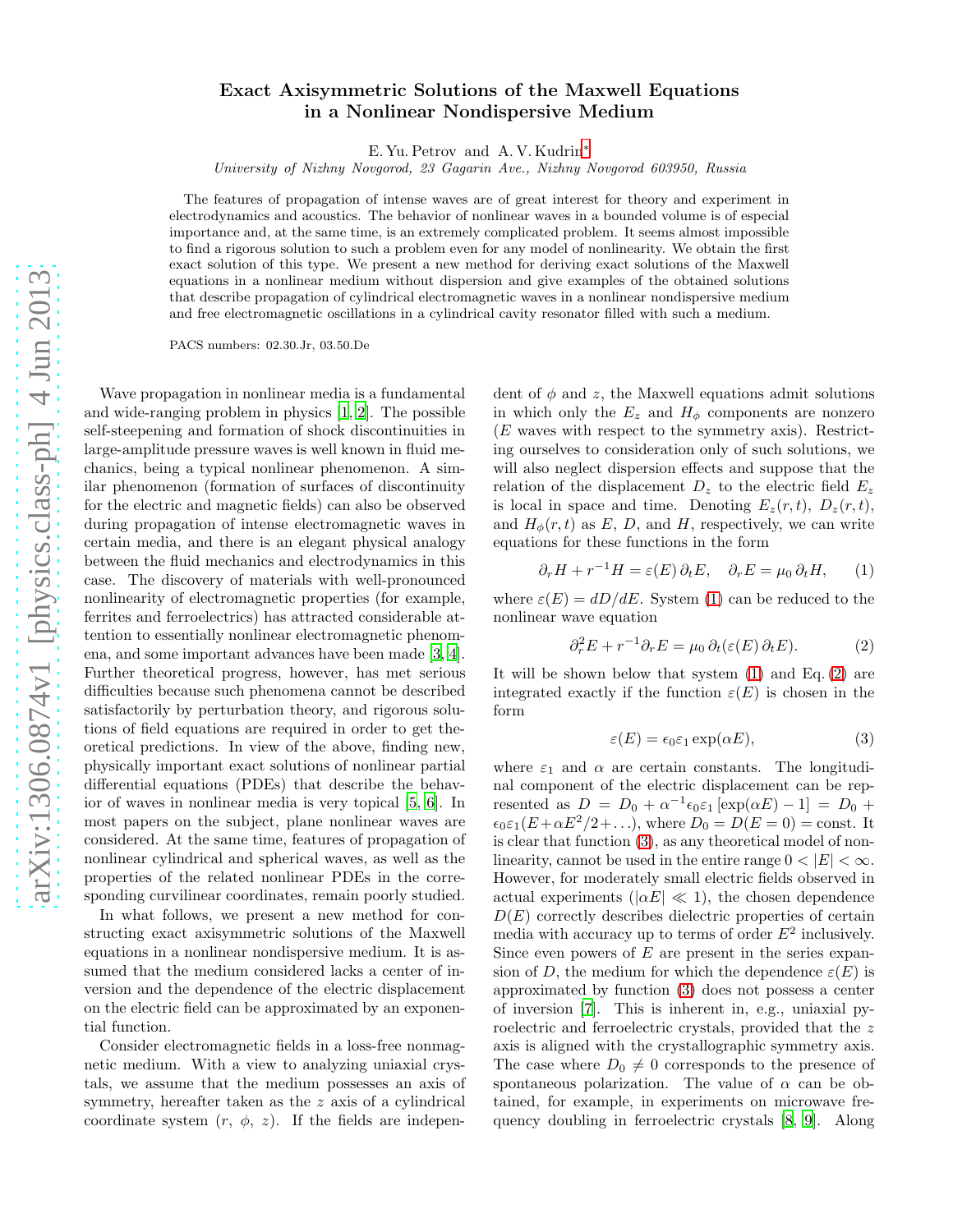# Exact Axisymmetric Solutions of the Maxwell Equations in a Nonlinear Nondispersive Medium

E. Yu. Petrov and A. V. Kudrin[*]

*University of Nizhny Novgorod, 23 Gagarin Ave., Nizhny Novgorod 603950, Russia*

The features of propagation of intense waves are of great interest for theory and experiment in electrodynamics and acoustics. The behavior of nonlinear waves in a bounded volume is of especial importance and, at the same time, is an extremely complicated problem. It seems almost impossible to find a rigorous solution to such a problem even for any model of nonlinearity. We obtain the first exact solution of this type. We present a new method for deriving exact solutions of the Maxwell equations in a nonlinear medium without dispersion and give examples of the obtained solutions that describe propagation of cylindrical electromagnetic waves in a nonlinear nondispersive medium and free electromagnetic oscillations in a cylindrical cavity resonator filled with such a medium.

PACS numbers: 02.30.Jr, 03.50.De

Wave propagation in nonlinear media is a fundamental and wide-ranging problem in physics [1, 2]. The possible self-steepening and formation of shock discontinuities in large-amplitude pressure waves is well known in fluid mechanics, being a typical nonlinear phenomenon. A similar phenomenon (formation of surfaces of discontinuity for the electric and magnetic fields) can also be observed during propagation of intense electromagnetic waves in certain media, and there is an elegant physical analogy between the fluid mechanics and electrodynamics in this case. The discovery of materials with well-pronounced nonlinearity of electromagnetic properties (for example, ferrites and ferroelectrics) has attracted considerable attention to essentially nonlinear electromagnetic phenomena, and some important advances have been made [3, 4]. Further theoretical progress, however, has met serious difficulties because such phenomena cannot be described satisfactorily by perturbation theory, and rigorous solutions of field equations are required in order to get theoretical predictions. In view of the above, finding new, physically important exact solutions of nonlinear partial differential equations (PDEs) that describe the behavior of waves in nonlinear media is very topical [5, 6]. In most papers on the subject, plane nonlinear waves are considered. At the same time, features of propagation of nonlinear cylindrical and spherical waves, as well as the properties of the related nonlinear PDEs in the corresponding curvilinear coordinates, remain poorly studied.

In what follows, we present a new method for constructing exact axisymmetric solutions of the Maxwell equations in a nonlinear nondispersive medium. It is assumed that the medium considered lacks a center of inversion and the dependence of the electric displacement on the electric field can be approximated by an exponential function.

Consider electromagnetic fields in a loss-free nonmagnetic medium. With a view to analyzing uniaxial crystals, we assume that the medium possesses an axis of symmetry, hereafter taken as the $z$ axis of a cylindrical coordinate system ($r$, $\phi$, $z$). If the fields are independent of $\phi$ and $z$, the Maxwell equations admit solutions in which only the $E_z$ and $H_\phi$ components are nonzero ($E$ waves with respect to the symmetry axis). Restricting ourselves to consideration only of such solutions, we will also neglect dispersion effects and suppose that the relation of the displacement $D_z$ to the electric field $E_z$ is local in space and time. Denoting $E_z(r,t)$, $D_z(r,t)$, and $H_\phi(r,t)$ as $E$, $D$, and $H$, respectively, we can write equations for these functions in the form

$$\partial_r H + r^{-1} H = \varepsilon(E)\,\partial_t E, \quad \partial_r E = \mu_0\,\partial_t H, \tag{1}$$

where $\varepsilon(E) = dD/dE$. System (1) can be reduced to the nonlinear wave equation

$$\partial_r^2 E + r^{-1}\partial_r E = \mu_0\,\partial_t(\varepsilon(E)\,\partial_t E). \tag{2}$$

It will be shown below that system (1) and Eq. (2) are integrated exactly if the function $\varepsilon(E)$ is chosen in the form

$$\varepsilon(E) = \epsilon_0 \varepsilon_1 \exp(\alpha E), \tag{3}$$

where $\varepsilon_1$ and $\alpha$ are certain constants. The longitudinal component of the electric displacement can be represented as $D = D_0 + \alpha^{-1}\epsilon_0\varepsilon_1 [\exp(\alpha E) - 1] = D_0 + \epsilon_0\varepsilon_1(E + \alpha E^2/2 + \ldots)$, where $D_0 = D(E=0) = \text{const}$. It is clear that function (3), as any theoretical model of nonlinearity, cannot be used in the entire range $0 < |E| < \infty$. However, for moderately small electric fields observed in actual experiments ($|\alpha E| \ll 1$), the chosen dependence $D(E)$ correctly describes dielectric properties of certain media with accuracy up to terms of order $E^2$ inclusively. Since even powers of $E$ are present in the series expansion of $D$, the medium for which the dependence $\varepsilon(E)$ is approximated by function (3) does not possess a center of inversion [7]. This is inherent in, e.g., uniaxial pyroelectric and ferroelectric crystals, provided that the $z$ axis is aligned with the crystallographic symmetry axis. The case where $D_0 \neq 0$ corresponds to the presence of spontaneous polarization. The value of $\alpha$ can be obtained, for example, in experiments on microwave frequency doubling in ferroelectric crystals [8, 9]. Along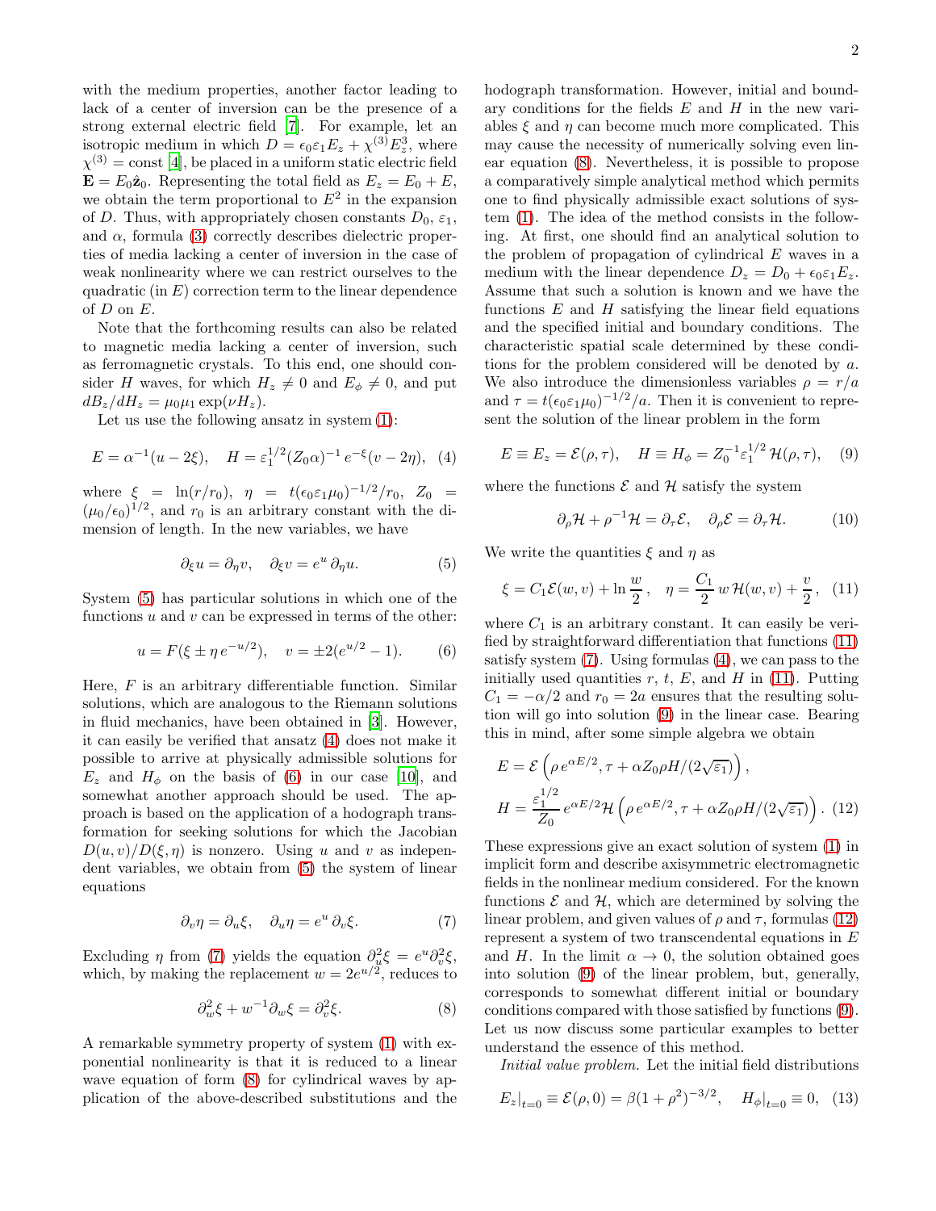with the medium properties, another factor leading to lack of a center of inversion can be the presence of a strong external electric field [7]. For example, let an isotropic medium in which $D = \epsilon_0\varepsilon_1 E_z + \chi^{(3)} E_z^3$, where $\chi^{(3)} = \text{const}$ [4], be placed in a uniform static electric field $\mathbf{E} = E_0\hat{\mathbf{z}}_0$. Representing the total field as $E_z = E_0 + E$, we obtain the term proportional to $E^2$ in the expansion of $D$. Thus, with appropriately chosen constants $D_0$, $\varepsilon_1$, and $\alpha$, formula (3) correctly describes dielectric properties of media lacking a center of inversion in the case of weak nonlinearity where we can restrict ourselves to the quadratic (in $E$) correction term to the linear dependence of $D$ on $E$.

Note that the forthcoming results can also be related to magnetic media lacking a center of inversion, such as ferromagnetic crystals. To this end, one should consider $H$ waves, for which $H_z \neq 0$ and $E_\phi \neq 0$, and put $dB_z/dH_z = \mu_0\mu_1 \exp(\nu H_z)$.

Let us use the following ansatz in system (1):

$$E = \alpha^{-1}(u - 2\xi), \quad H = \varepsilon_1^{1/2}(Z_0\alpha)^{-1} e^{-\xi}(v - 2\eta), \quad (4)$$

where $\xi = \ln(r/r_0)$, $\eta = t(\epsilon_0\varepsilon_1\mu_0)^{-1/2}/r_0$, $Z_0 = (\mu_0/\epsilon_0)^{1/2}$, and $r_0$ is an arbitrary constant with the dimension of length. In the new variables, we have

$$\partial_\xi u = \partial_\eta v, \quad \partial_\xi v = e^u\,\partial_\eta u. \quad (5)$$

System (5) has particular solutions in which one of the functions $u$ and $v$ can be expressed in terms of the other:

$$u = F(\xi \pm \eta\, e^{-u/2}), \quad v = \pm 2(e^{u/2} - 1). \quad (6)$$

Here, $F$ is an arbitrary differentiable function. Similar solutions, which are analogous to the Riemann solutions in fluid mechanics, have been obtained in [3]. However, it can easily be verified that ansatz (4) does not make it possible to arrive at physically admissible solutions for $E_z$ and $H_\phi$ on the basis of (6) in our case [10], and somewhat another approach should be used. The approach is based on the application of a hodograph transformation for seeking solutions for which the Jacobian $D(u,v)/D(\xi,\eta)$ is nonzero. Using $u$ and $v$ as independent variables, we obtain from (5) the system of linear equations

$$\partial_v\eta = \partial_u\xi, \quad \partial_u\eta = e^u\,\partial_v\xi. \quad (7)$$

Excluding $\eta$ from (7) yields the equation $\partial_u^2\xi = e^u\partial_v^2\xi$, which, by making the replacement $w = 2e^{u/2}$, reduces to

$$\partial_w^2\xi + w^{-1}\partial_w\xi = \partial_v^2\xi. \quad (8)$$

A remarkable symmetry property of system (1) with exponential nonlinearity is that it is reduced to a linear wave equation of form (8) for cylindrical waves by application of the above-described substitutions and the hodograph transformation. However, initial and boundary conditions for the fields $E$ and $H$ in the new variables $\xi$ and $\eta$ can become much more complicated. This may cause the necessity of numerically solving even linear equation (8). Nevertheless, it is possible to propose a comparatively simple analytical method which permits one to find physically admissible exact solutions of system (1). The idea of the method consists in the following. At first, one should find an analytical solution to the problem of propagation of cylindrical $E$ waves in a medium with the linear dependence $D_z = D_0 + \epsilon_0\varepsilon_1 E_z$. Assume that such a solution is known and we have the functions $E$ and $H$ satisfying the linear field equations and the specified initial and boundary conditions. The characteristic spatial scale determined by these conditions for the problem considered will be denoted by $a$. We also introduce the dimensionless variables $\rho = r/a$ and $\tau = t(\epsilon_0\varepsilon_1\mu_0)^{-1/2}/a$. Then it is convenient to represent the solution of the linear problem in the form

$$E \equiv E_z = \mathcal{E}(\rho,\tau), \quad H \equiv H_\phi = Z_0^{-1}\varepsilon_1^{1/2}\,\mathcal{H}(\rho,\tau), \quad (9)$$

where the functions $\mathcal{E}$ and $\mathcal{H}$ satisfy the system

$$\partial_\rho\mathcal{H} + \rho^{-1}\mathcal{H} = \partial_\tau\mathcal{E}, \quad \partial_\rho\mathcal{E} = \partial_\tau\mathcal{H}. \quad (10)$$

We write the quantities $\xi$ and $\eta$ as

$$\xi = C_1\mathcal{E}(w,v) + \ln\frac{w}{2}, \quad \eta = \frac{C_1}{2}\,w\,\mathcal{H}(w,v) + \frac{v}{2}, \quad (11)$$

where $C_1$ is an arbitrary constant. It can easily be verified by straightforward differentiation that functions (11) satisfy system (7). Using formulas (4), we can pass to the initially used quantities $r$, $t$, $E$, and $H$ in (11). Putting $C_1 = -\alpha/2$ and $r_0 = 2a$ ensures that the resulting solution will go into solution (9) in the linear case. Bearing this in mind, after some simple algebra we obtain

$$E = \mathcal{E}\left(\rho\, e^{\alpha E/2}, \tau + \alpha Z_0\rho H/(2\sqrt{\varepsilon_1})\right),$$
$$H = \frac{\varepsilon_1^{1/2}}{Z_0}\, e^{\alpha E/2}\,\mathcal{H}\left(\rho\, e^{\alpha E/2}, \tau + \alpha Z_0\rho H/(2\sqrt{\varepsilon_1})\right). \quad (12)$$

These expressions give an exact solution of system (1) in implicit form and describe axisymmetric electromagnetic fields in the nonlinear medium considered. For the known functions $\mathcal{E}$ and $\mathcal{H}$, which are determined by solving the linear problem, and given values of $\rho$ and $\tau$, formulas (12) represent a system of two transcendental equations in $E$ and $H$. In the limit $\alpha \to 0$, the solution obtained goes into solution (9) of the linear problem, but, generally, corresponds to somewhat different initial or boundary conditions compared with those satisfied by functions (9). Let us now discuss some particular examples to better understand the essence of this method.

*Initial value problem.* Let the initial field distributions

$$E_z|_{t=0} \equiv \mathcal{E}(\rho,0) = \beta(1+\rho^2)^{-3/2}, \quad H_\phi|_{t=0} \equiv 0, \quad (13)$$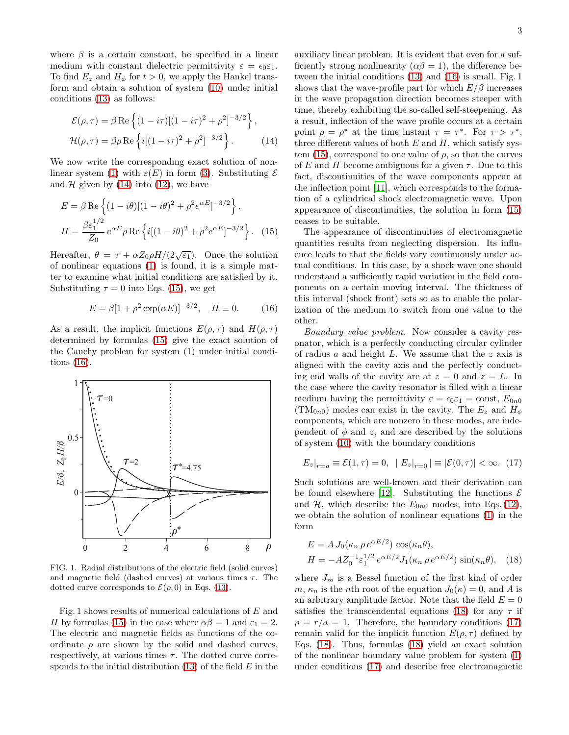where $\beta$ is a certain constant, be specified in a linear medium with constant dielectric permittivity $\varepsilon = \epsilon_0\varepsilon_1$. To find $E_z$ and $H_\phi$ for $t > 0$, we apply the Hankel transform and obtain a solution of system (10) under initial conditions (13) as follows:

$$\mathcal{E}(\rho,\tau) = \beta\,\mathrm{Re}\left\{(1-i\tau)[(1-i\tau)^2+\rho^2]^{-3/2}\right\},$$
$$\mathcal{H}(\rho,\tau) = \beta\rho\,\mathrm{Re}\left\{i[(1-i\tau)^2+\rho^2]^{-3/2}\right\}. \quad (14)$$

We now write the corresponding exact solution of nonlinear system (1) with $\varepsilon(E)$ in form (3). Substituting $\mathcal{E}$ and $\mathcal{H}$ given by (14) into (12), we have

$$E = \beta\,\mathrm{Re}\left\{(1-i\theta)[(1-i\theta)^2+\rho^2 e^{\alpha E}]^{-3/2}\right\},$$
$$H = \frac{\beta\varepsilon_1^{1/2}}{Z_0}\,e^{\alpha E}\rho\,\mathrm{Re}\left\{i[(1-i\theta)^2+\rho^2 e^{\alpha E}]^{-3/2}\right\}. \quad (15)$$

Hereafter, $\theta = \tau + \alpha Z_0 \rho H/(2\sqrt{\varepsilon_1})$. Once the solution of nonlinear equations (1) is found, it is a simple matter to examine what initial conditions are satisfied by it. Substituting $\tau = 0$ into Eqs. (15), we get

$$E = \beta[1+\rho^2\exp(\alpha E)]^{-3/2}, \quad H \equiv 0. \quad (16)$$

As a result, the implicit functions $E(\rho,\tau)$ and $H(\rho,\tau)$ determined by formulas (15) give the exact solution of the Cauchy problem for system (1) under initial conditions (16).

FIG. 1. Radial distributions of the electric field (solid curves) and magnetic field (dashed curves) at various times $\tau$. The dotted curve corresponds to $\mathcal{E}(\rho,0)$ in Eqs. (13).

Fig. 1 shows results of numerical calculations of $E$ and $H$ by formulas (15) in the case where $\alpha\beta = 1$ and $\varepsilon_1 = 2$. The electric and magnetic fields as functions of the coordinate $\rho$ are shown by the solid and dashed curves, respectively, at various times $\tau$. The dotted curve corresponds to the initial distribution (13) of the field $E$ in the auxiliary linear problem. It is evident that even for a sufficiently strong nonlinearity ($\alpha\beta = 1$), the difference between the initial conditions (13) and (16) is small. Fig. 1 shows that the wave-profile part for which $E/\beta$ increases in the wave propagation direction becomes steeper with time, thereby exhibiting the so-called self-steepening. As a result, inflection of the wave profile occurs at a certain point $\rho = \rho^*$ at the time instant $\tau = \tau^*$. For $\tau > \tau^*$, three different values of both $E$ and $H$, which satisfy system (15), correspond to one value of $\rho$, so that the curves of $E$ and $H$ become ambiguous for a given $\tau$. Due to this fact, discontinuities of the wave components appear at the inflection point [11], which corresponds to the formation of a cylindrical shock electromagnetic wave. Upon appearance of discontinuities, the solution in form (15) ceases to be suitable.

The appearance of discontinuities of electromagnetic quantities results from neglecting dispersion. Its influence leads to that the fields vary continuously under actual conditions. In this case, by a shock wave one should understand a sufficiently rapid variation in the field components on a certain moving interval. The thickness of this interval (shock front) sets so as to enable the polarization of the medium to switch from one value to the other.

*Boundary value problem.* Now consider a cavity resonator, which is a perfectly conducting circular cylinder of radius $a$ and height $L$. We assume that the $z$ axis is aligned with the cavity axis and the perfectly conducting end walls of the cavity are at $z = 0$ and $z = L$. In the case where the cavity resonator is filled with a linear medium having the permittivity $\varepsilon = \epsilon_0\varepsilon_1 = \text{const}$, $E_{0n0}$ ($\text{TM}_{0n0}$) modes can exist in the cavity. The $E_z$ and $H_\phi$ components, which are nonzero in these modes, are independent of $\phi$ and $z$, and are described by the solutions of system (10) with the boundary conditions

$$E_z|_{r=a} \equiv \mathcal{E}(1,\tau) = 0, \quad |\,E_z|_{r=0}\,| \equiv |\mathcal{E}(0,\tau)| < \infty. \quad (17)$$

Such solutions are well-known and their derivation can be found elsewhere [12]. Substituting the functions $\mathcal{E}$ and $\mathcal{H}$, which describe the $E_{0n0}$ modes, into Eqs. (12), we obtain the solution of nonlinear equations (1) in the form

$$E = A\,J_0(\kappa_n\,\rho\,e^{\alpha E/2})\cos(\kappa_n\theta),$$
$$H = -AZ_0^{-1}\varepsilon_1^{1/2}\,e^{\alpha E/2}J_1(\kappa_n\,\rho\,e^{\alpha E/2})\sin(\kappa_n\theta), \quad (18)$$

where $J_m$ is a Bessel function of the first kind of order $m$, $\kappa_n$ is the $n$th root of the equation $J_0(\kappa) = 0$, and $A$ is an arbitrary amplitude factor. Note that the field $E = 0$ satisfies the transcendental equations (18) for any $\tau$ if $\rho = r/a = 1$. Therefore, the boundary conditions (17) remain valid for the implicit function $E(\rho,\tau)$ defined by Eqs. (18). Thus, formulas (18) yield an exact solution of the nonlinear boundary value problem for system (1) under conditions (17) and describe free electromagnetic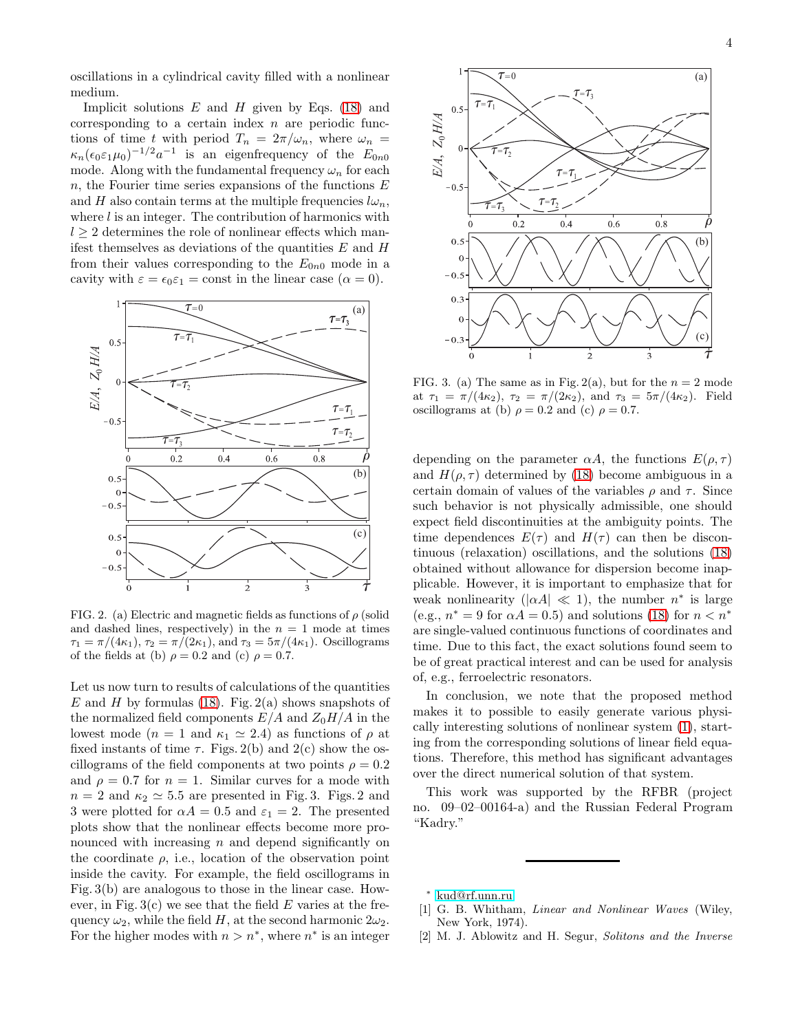oscillations in a cylindrical cavity filled with a nonlinear medium.

Implicit solutions $E$ and $H$ given by Eqs. (18) and corresponding to a certain index $n$ are periodic functions of time $t$ with period $T_n = 2\pi/\omega_n$, where $\omega_n = \kappa_n(\epsilon_0\varepsilon_1\mu_0)^{-1/2}a^{-1}$ is an eigenfrequency of the $E_{0n0}$ mode. Along with the fundamental frequency $\omega_n$ for each $n$, the Fourier time series expansions of the functions $E$ and $H$ also contain terms at the multiple frequencies $l\omega_n$, where $l$ is an integer. The contribution of harmonics with $l \geq 2$ determines the role of nonlinear effects which manifest themselves as deviations of the quantities $E$ and $H$ from their values corresponding to the $E_{0n0}$ mode in a cavity with $\varepsilon = \epsilon_0\varepsilon_1 = \text{const}$ in the linear case ($\alpha = 0$).

FIG. 2. (a) Electric and magnetic fields as functions of $\rho$ (solid and dashed lines, respectively) in the $n = 1$ mode at times $\tau_1 = \pi/(4\kappa_1)$, $\tau_2 = \pi/(2\kappa_1)$, and $\tau_3 = 5\pi/(4\kappa_1)$. Oscillograms of the fields at (b) $\rho = 0.2$ and (c) $\rho = 0.7$.

Let us now turn to results of calculations of the quantities $E$ and $H$ by formulas (18). Fig. 2(a) shows snapshots of the normalized field components $E/A$ and $Z_0H/A$ in the lowest mode ($n = 1$ and $\kappa_1 \simeq 2.4$) as functions of $\rho$ at fixed instants of time $\tau$. Figs. 2(b) and 2(c) show the oscillograms of the field components at two points $\rho = 0.2$ and $\rho = 0.7$ for $n = 1$. Similar curves for a mode with $n = 2$ and $\kappa_2 \simeq 5.5$ are presented in Fig. 3. Figs. 2 and 3 were plotted for $\alpha A = 0.5$ and $\varepsilon_1 = 2$. The presented plots show that the nonlinear effects become more pronounced with increasing $n$ and depend significantly on the coordinate $\rho$, i.e., location of the observation point inside the cavity. For example, the field oscillograms in Fig. 3(b) are analogous to those in the linear case. However, in Fig. 3(c) we see that the field $E$ varies at the frequency $\omega_2$, while the field $H$, at the second harmonic $2\omega_2$. For the higher modes with $n > n^*$, where $n^*$ is an integer

FIG. 3. (a) The same as in Fig. 2(a), but for the $n = 2$ mode at $\tau_1 = \pi/(4\kappa_2)$, $\tau_2 = \pi/(2\kappa_2)$, and $\tau_3 = 5\pi/(4\kappa_2)$. Field oscillograms at (b) $\rho = 0.2$ and (c) $\rho = 0.7$.

depending on the parameter $\alpha A$, the functions $E(\rho, \tau)$ and $H(\rho, \tau)$ determined by (18) become ambiguous in a certain domain of values of the variables $\rho$ and $\tau$. Since such behavior is not physically admissible, one should expect field discontinuities at the ambiguity points. The time dependences $E(\tau)$ and $H(\tau)$ can then be discontinuous (relaxation) oscillations, and the solutions (18) obtained without allowance for dispersion become inapplicable. However, it is important to emphasize that for weak nonlinearity ($|\alpha A| \ll 1$), the number $n^*$ is large (e.g., $n^* = 9$ for $\alpha A = 0.5$) and solutions (18) for $n < n^*$ are single-valued continuous functions of coordinates and time. Due to this fact, the exact solutions found seem to be of great practical interest and can be used for analysis of, e.g., ferroelectric resonators.

In conclusion, we note that the proposed method makes it to possible to easily generate various physically interesting solutions of nonlinear system (1), starting from the corresponding solutions of linear field equations. Therefore, this method has significant advantages over the direct numerical solution of that system.

This work was supported by the RFBR (project no. 09–02–00164-a) and the Russian Federal Program "Kadry."

---

* kud@rf.unn.ru

[1] G. B. Whitham, *Linear and Nonlinear Waves* (Wiley, New York, 1974).

[2] M. J. Ablowitz and H. Segur, *Solitons and the Inverse*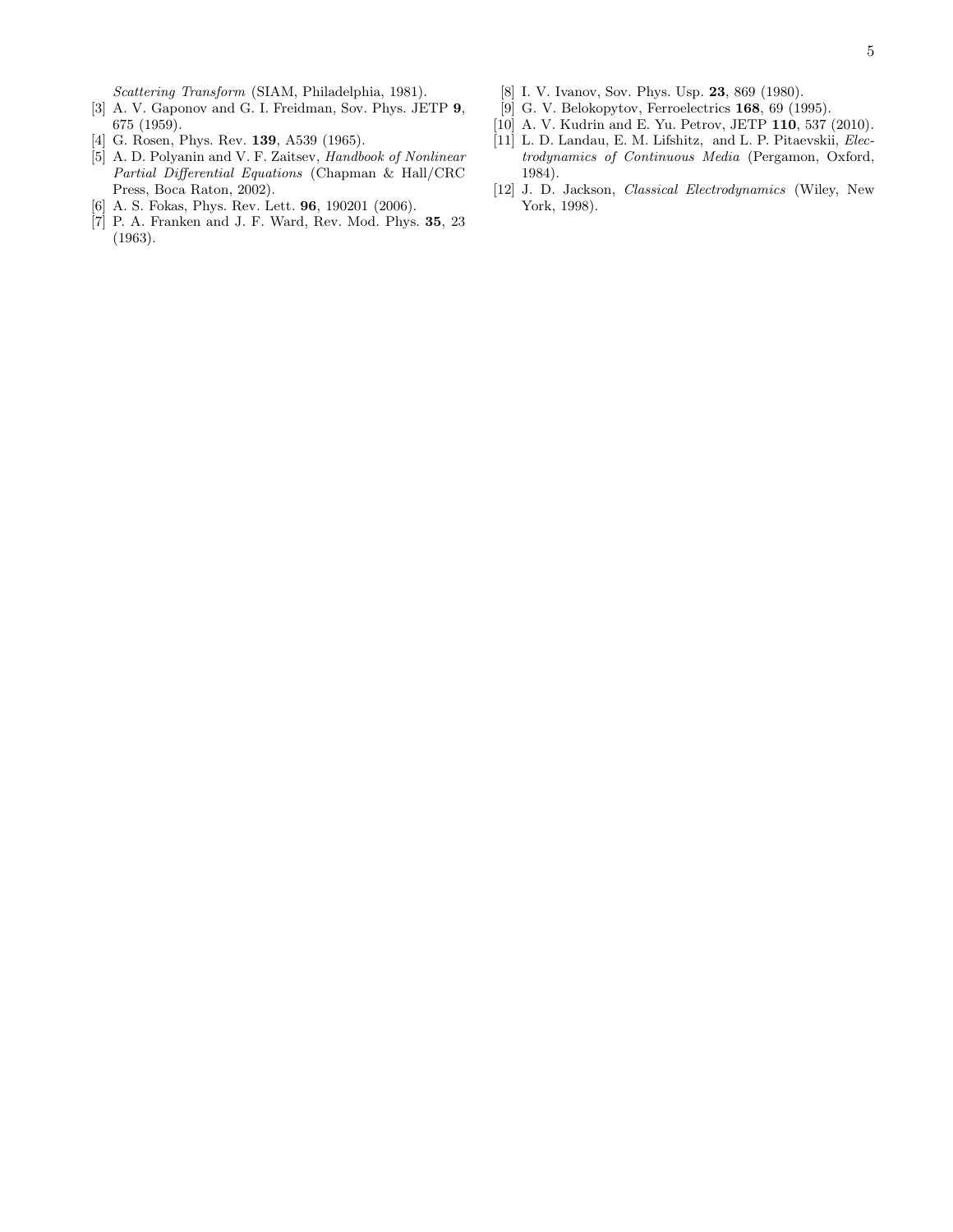*Scattering Transform* (SIAM, Philadelphia, 1981).

[3] A. V. Gaponov and G. I. Freidman, Sov. Phys. JETP **9**, 675 (1959).

[4] G. Rosen, Phys. Rev. **139**, A539 (1965).

[5] A. D. Polyanin and V. F. Zaitsev, *Handbook of Nonlinear Partial Differential Equations* (Chapman & Hall/CRC Press, Boca Raton, 2002).

[6] A. S. Fokas, Phys. Rev. Lett. **96**, 190201 (2006).

[7] P. A. Franken and J. F. Ward, Rev. Mod. Phys. **35**, 23 (1963).

[8] I. V. Ivanov, Sov. Phys. Usp. **23**, 869 (1980).

[9] G. V. Belokopytov, Ferroelectrics **168**, 69 (1995).

[10] A. V. Kudrin and E. Yu. Petrov, JETP **110**, 537 (2010).

[11] L. D. Landau, E. M. Lifshitz, and L. P. Pitaevskii, *Electrodynamics of Continuous Media* (Pergamon, Oxford, 1984).

[12] J. D. Jackson, *Classical Electrodynamics* (Wiley, New York, 1998).